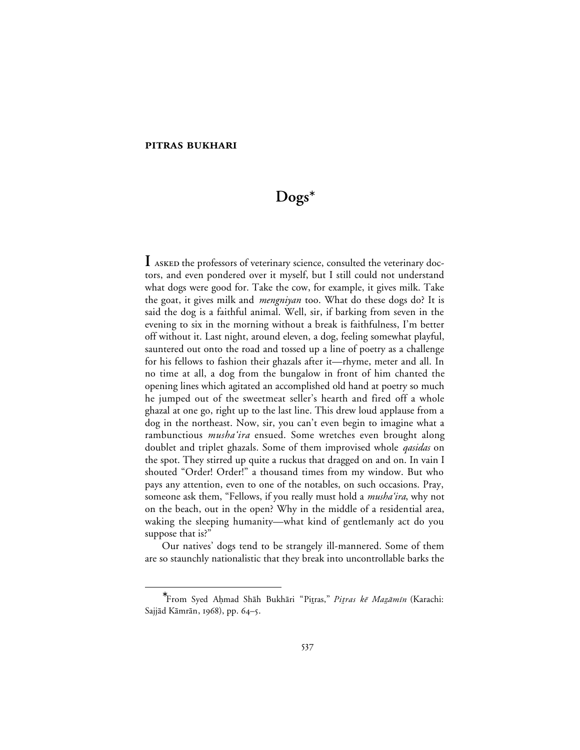**PITRAS BUKHARI**

# Dogs*

I ASKED the professors of veterinary science, consulted the veterinary doctors, and even pondered over it myself, but I still could not understand what dogs were good for. Take the cow, for example, it gives milk. Take the goat, it gives milk and *mengniyan* too. What do these dogs do? It is said the dog is a faithful animal. Well, sir, if barking from seven in the evening to six in the morning without a break is faithfulness, I'm better off without it. Last night, around eleven, a dog, feeling somewhat playful, sauntered out onto the road and tossed up a line of poetry as a challenge for his fellows to fashion their ghazals after it—rhyme, meter and all. In no time at all, a dog from the bungalow in front of him chanted the opening lines which agitated an accomplished old hand at poetry so much he jumped out of the sweetmeat seller's hearth and fired off a whole ghazal at one go, right up to the last line. This drew loud applause from a dog in the northeast. Now, sir, you can't even begin to imagine what a rambunctious *musha'ira* ensued. Some wretches even brought along doublet and triplet ghazals. Some of them improvised whole *qasidas* on the spot. They stirred up quite a ruckus that dragged on and on. In vain I shouted "Order! Order!" a thousand times from my window. But who pays any attention, even to one of the notables, on such occasions. Pray, someone ask them, "Fellows, if you really must hold a *musha'ira*, why not on the beach, out in the open? Why in the middle of a residential area, waking the sleeping humanity—what kind of gentlemanly act do you suppose that is?"

Our natives' dogs tend to be strangely ill-mannered. Some of them are so staunchly nationalistic that they break into uncontrollable barks the

---

*From Syed Aḥmad Shāh Bukhāri "Piṭras," *Piṭras kē Mażāmīn* (Karachi: Sajjād Kāmrān, 1968), pp. 64–5.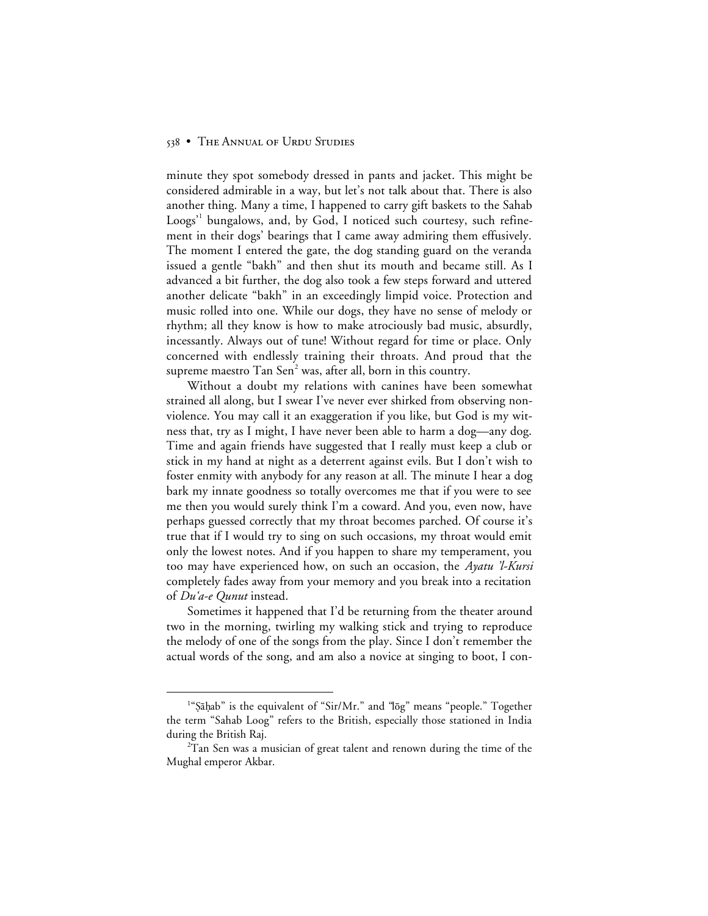minute they spot somebody dressed in pants and jacket. This might be considered admirable in a way, but let's not talk about that. There is also another thing. Many a time, I happened to carry gift baskets to the Sahab Loogs'[1] bungalows, and, by God, I noticed such courtesy, such refinement in their dogs' bearings that I came away admiring them effusively. The moment I entered the gate, the dog standing guard on the veranda issued a gentle "bakh" and then shut its mouth and became still. As I advanced a bit further, the dog also took a few steps forward and uttered another delicate "bakh" in an exceedingly limpid voice. Protection and music rolled into one. While our dogs, they have no sense of melody or rhythm; all they know is how to make atrociously bad music, absurdly, incessantly. Always out of tune! Without regard for time or place. Only concerned with endlessly training their throats. And proud that the supreme maestro Tan Sen[2] was, after all, born in this country.

Without a doubt my relations with canines have been somewhat strained all along, but I swear I've never ever shirked from observing non-violence. You may call it an exaggeration if you like, but God is my witness that, try as I might, I have never been able to harm a dog—any dog. Time and again friends have suggested that I really must keep a club or stick in my hand at night as a deterrent against evils. But I don't wish to foster enmity with anybody for any reason at all. The minute I hear a dog bark my innate goodness so totally overcomes me that if you were to see me then you would surely think I'm a coward. And you, even now, have perhaps guessed correctly that my throat becomes parched. Of course it's true that if I would try to sing on such occasions, my throat would emit only the lowest notes. And if you happen to share my temperament, you too may have experienced how, on such an occasion, the *Ayatu 'l-Kursi* completely fades away from your memory and you break into a recitation of *Du'a-e Qunut* instead.

Sometimes it happened that I'd be returning from the theater around two in the morning, twirling my walking stick and trying to reproduce the melody of one of the songs from the play. Since I don't remember the actual words of the song, and am also a novice at singing to boot, I con-

---

[1] "Ṣāḥab" is the equivalent of "Sir/Mr." and "lōg" means "people." Together the term "Sahab Loog" refers to the British, especially those stationed in India during the British Raj.

[2] Tan Sen was a musician of great talent and renown during the time of the Mughal emperor Akbar.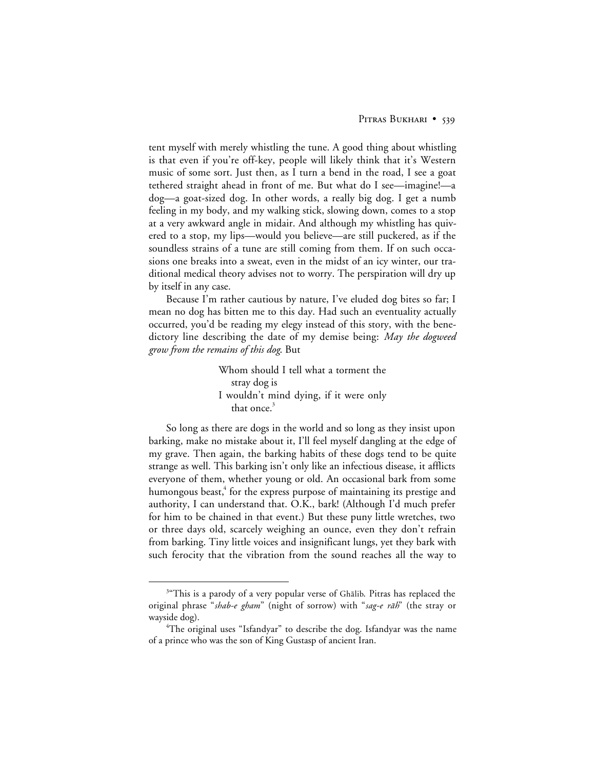tent myself with merely whistling the tune. A good thing about whistling is that even if you're off-key, people will likely think that it's Western music of some sort. Just then, as I turn a bend in the road, I see a goat tethered straight ahead in front of me. But what do I see—imagine!—a dog—a goat-sized dog. In other words, a really big dog. I get a numb feeling in my body, and my walking stick, slowing down, comes to a stop at a very awkward angle in midair. And although my whistling has quivered to a stop, my lips—would you believe—are still puckered, as if the soundless strains of a tune are still coming from them. If on such occasions one breaks into a sweat, even in the midst of an icy winter, our traditional medical theory advises not to worry. The perspiration will dry up by itself in any case.

Because I'm rather cautious by nature, I've eluded dog bites so far; I mean no dog has bitten me to this day. Had such an eventuality actually occurred, you'd be reading my elegy instead of this story, with the benedictory line describing the date of my demise being: *May the dogweed grow from the remains of this dog.* But

> Whom should I tell what a torment the stray dog is
> I wouldn't mind dying, if it were only that once.[3]

So long as there are dogs in the world and so long as they insist upon barking, make no mistake about it, I'll feel myself dangling at the edge of my grave. Then again, the barking habits of these dogs tend to be quite strange as well. This barking isn't only like an infectious disease, it afflicts everyone of them, whether young or old. An occasional bark from some humongous beast,[4] for the express purpose of maintaining its prestige and authority, I can understand that. O.K., bark! (Although I'd much prefer for him to be chained in that event.) But these puny little wretches, two or three days old, scarcely weighing an ounce, even they don't refrain from barking. Tiny little voices and insignificant lungs, yet they bark with such ferocity that the vibration from the sound reaches all the way to

---

[3]"This is a parody of a very popular verse of Ghālib. Pitras has replaced the original phrase "*shab-e gham*" (night of sorrow) with "*sag-e rāh*" (the stray or wayside dog).

[4]The original uses "Isfandyar" to describe the dog. Isfandyar was the name of a prince who was the son of King Gustasp of ancient Iran.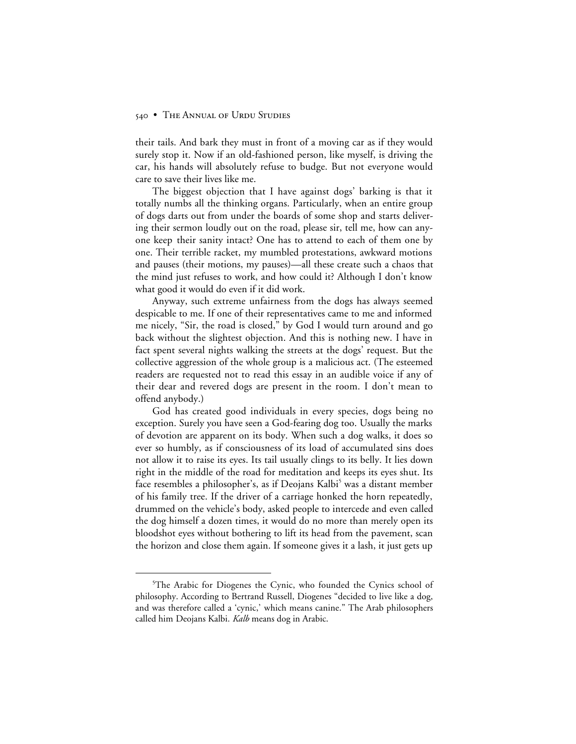their tails. And bark they must in front of a moving car as if they would surely stop it. Now if an old-fashioned person, like myself, is driving the car, his hands will absolutely refuse to budge. But not everyone would care to save their lives like me.

The biggest objection that I have against dogs' barking is that it totally numbs all the thinking organs. Particularly, when an entire group of dogs darts out from under the boards of some shop and starts delivering their sermon loudly out on the road, please sir, tell me, how can anyone keep their sanity intact? One has to attend to each of them one by one. Their terrible racket, my mumbled protestations, awkward motions and pauses (their motions, my pauses)—all these create such a chaos that the mind just refuses to work, and how could it? Although I don't know what good it would do even if it did work.

Anyway, such extreme unfairness from the dogs has always seemed despicable to me. If one of their representatives came to me and informed me nicely, "Sir, the road is closed," by God I would turn around and go back without the slightest objection. And this is nothing new. I have in fact spent several nights walking the streets at the dogs' request. But the collective aggression of the whole group is a malicious act. (The esteemed readers are requested not to read this essay in an audible voice if any of their dear and revered dogs are present in the room. I don't mean to offend anybody.)

God has created good individuals in every species, dogs being no exception. Surely you have seen a God-fearing dog too. Usually the marks of devotion are apparent on its body. When such a dog walks, it does so ever so humbly, as if consciousness of its load of accumulated sins does not allow it to raise its eyes. Its tail usually clings to its belly. It lies down right in the middle of the road for meditation and keeps its eyes shut. Its face resembles a philosopher's, as if Deojans Kalbi[5] was a distant member of his family tree. If the driver of a carriage honked the horn repeatedly, drummed on the vehicle's body, asked people to intercede and even called the dog himself a dozen times, it would do no more than merely open its bloodshot eyes without bothering to lift its head from the pavement, scan the horizon and close them again. If someone gives it a lash, it just gets up

---

[5]The Arabic for Diogenes the Cynic, who founded the Cynics school of philosophy. According to Bertrand Russell, Diogenes "decided to live like a dog, and was therefore called a 'cynic,' which means canine." The Arab philosophers called him Deojans Kalbi. *Kalb* means dog in Arabic.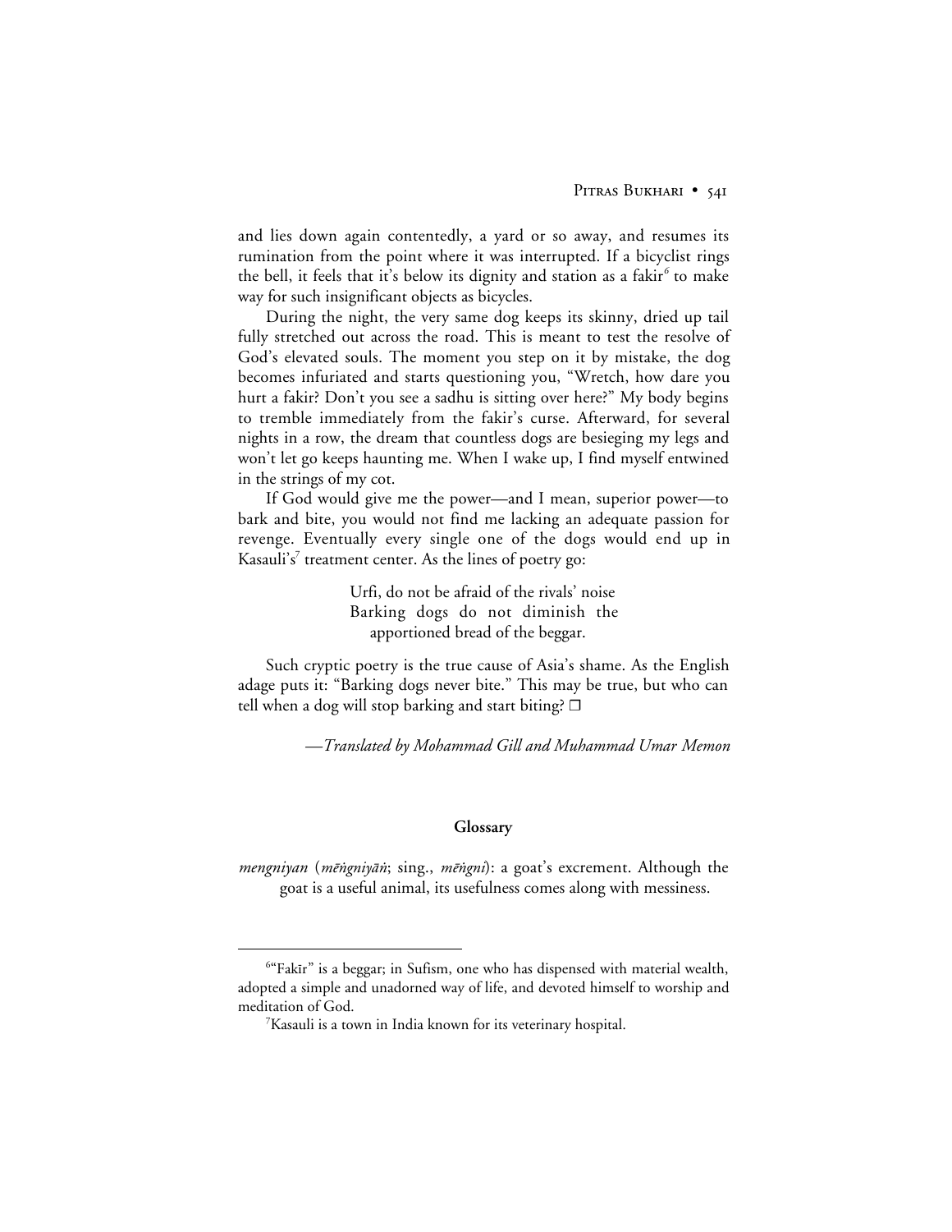and lies down again contentedly, a yard or so away, and resumes its rumination from the point where it was interrupted. If a bicyclist rings the bell, it feels that it's below its dignity and station as a fakir[6] to make way for such insignificant objects as bicycles.

During the night, the very same dog keeps its skinny, dried up tail fully stretched out across the road. This is meant to test the resolve of God's elevated souls. The moment you step on it by mistake, the dog becomes infuriated and starts questioning you, "Wretch, how dare you hurt a fakir? Don't you see a sadhu is sitting over here?" My body begins to tremble immediately from the fakir's curse. Afterward, for several nights in a row, the dream that countless dogs are besieging my legs and won't let go keeps haunting me. When I wake up, I find myself entwined in the strings of my cot.

If God would give me the power—and I mean, superior power—to bark and bite, you would not find me lacking an adequate passion for revenge. Eventually every single one of the dogs would end up in Kasauli's[7] treatment center. As the lines of poetry go:

> Urfi, do not be afraid of the rivals' noise
> Barking dogs do not diminish the apportioned bread of the beggar.

Such cryptic poetry is the true cause of Asia's shame. As the English adage puts it: "Barking dogs never bite." This may be true, but who can tell when a dog will stop barking and start biting? ❒

—*Translated by Mohammad Gill and Muhammad Umar Memon*

**Glossary**

*mengniyan* (*mēṅgniyāṅ*; sing., *mēṅgnī*): a goat's excrement. Although the goat is a useful animal, its usefulness comes along with messiness.

---

[6] "Fakīr" is a beggar; in Sufism, one who has dispensed with material wealth, adopted a simple and unadorned way of life, and devoted himself to worship and meditation of God.

[7] Kasauli is a town in India known for its veterinary hospital.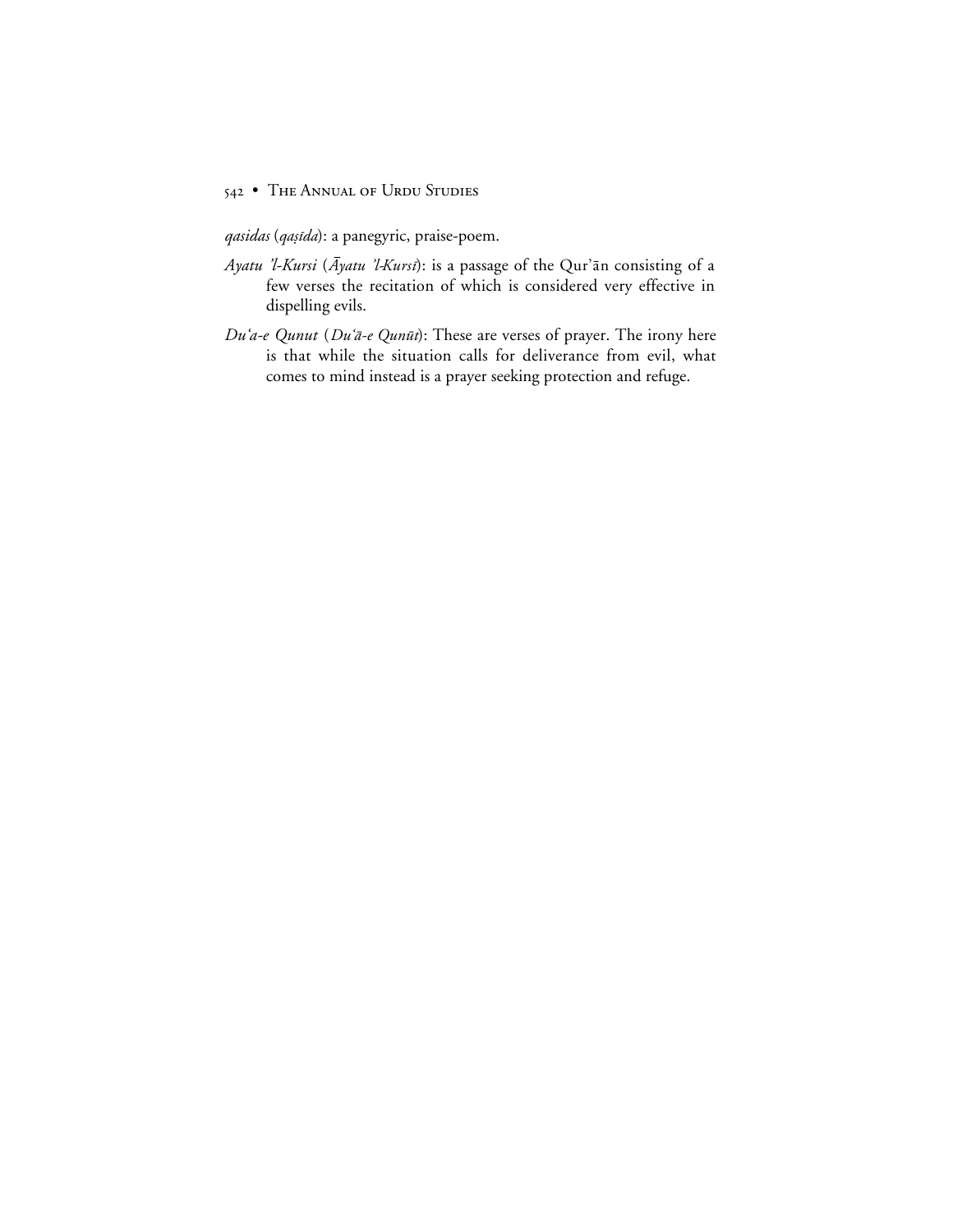*qasidas* (*qaṣīda*): a panegyric, praise-poem.

*Ayatu 'l-Kursi* (*Āyatu 'l-Kursī*): is a passage of the Qur'ān consisting of a few verses the recitation of which is considered very effective in dispelling evils.

*Du'a-e Qunut* (*Du'ā-e Qunūt*): These are verses of prayer. The irony here is that while the situation calls for deliverance from evil, what comes to mind instead is a prayer seeking protection and refuge.